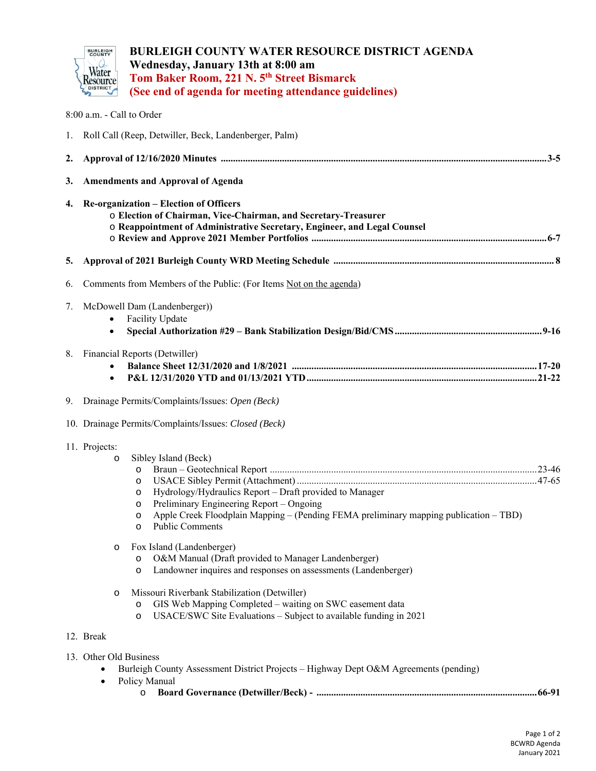# BURLEIGH COUNTY WATER RESOURCE DISTRICT AGENDA

**Wednesday, January 13th at 8:00 am**

**Tom Baker Room, 221 N. 5th Street Bismarck**

**(See end of agenda for meeting attendance guidelines)**

8:00 a.m. - Call to Order

1. Roll Call (Reep, Detwiller, Beck, Landenberger, Palm)

2. **Approval of 12/16/2020 Minutes .................................................... 3-5**

3. **Amendments and Approval of Agenda**

4. **Re-organization – Election of Officers**
   - **Election of Chairman, Vice-Chairman, and Secretary-Treasurer**
   - **Reappointment of Administrative Secretary, Engineer, and Legal Counsel**
   - **Review and Approve 2021 Member Portfolios .................................................... 6-7**

5. **Approval of 2021 Burleigh County WRD Meeting Schedule .................................................... 8**

6. Comments from Members of the Public: (For Items Not on the agenda)

7. McDowell Dam (Landenberger))
   - Facility Update
   - **Special Authorization #29 – Bank Stabilization Design/Bid/CMS .................................................... 9-16**

8. Financial Reports (Detwiller)
   - **Balance Sheet 12/31/2020 and 1/8/2021 .................................................... 17-20**
   - **P&L 12/31/2020 YTD and 01/13/2021 YTD .................................................... 21-22**

9. Drainage Permits/Complaints/Issues: *Open (Beck)*

10. Drainage Permits/Complaints/Issues: *Closed (Beck)*

11. Projects:
    - Sibley Island (Beck)
      - Braun – Geotechnical Report .................................................... 23-46
      - USACE Sibley Permit (Attachment) .................................................... 47-65
      - Hydrology/Hydraulics Report – Draft provided to Manager
      - Preliminary Engineering Report – Ongoing
      - Apple Creek Floodplain Mapping – (Pending FEMA preliminary mapping publication – TBD)
      - Public Comments
    - Fox Island (Landenberger)
      - O&M Manual (Draft provided to Manager Landenberger)
      - Landowner inquires and responses on assessments (Landenberger)
    - Missouri Riverbank Stabilization (Detwiller)
      - GIS Web Mapping Completed – waiting on SWC easement data
      - USACE/SWC Site Evaluations – Subject to available funding in 2021

12. Break

13. Other Old Business
    - Burleigh County Assessment District Projects – Highway Dept O&M Agreements (pending)
    - Policy Manual
      - **Board Governance (Detwiller/Beck) - .................................................... 66-91**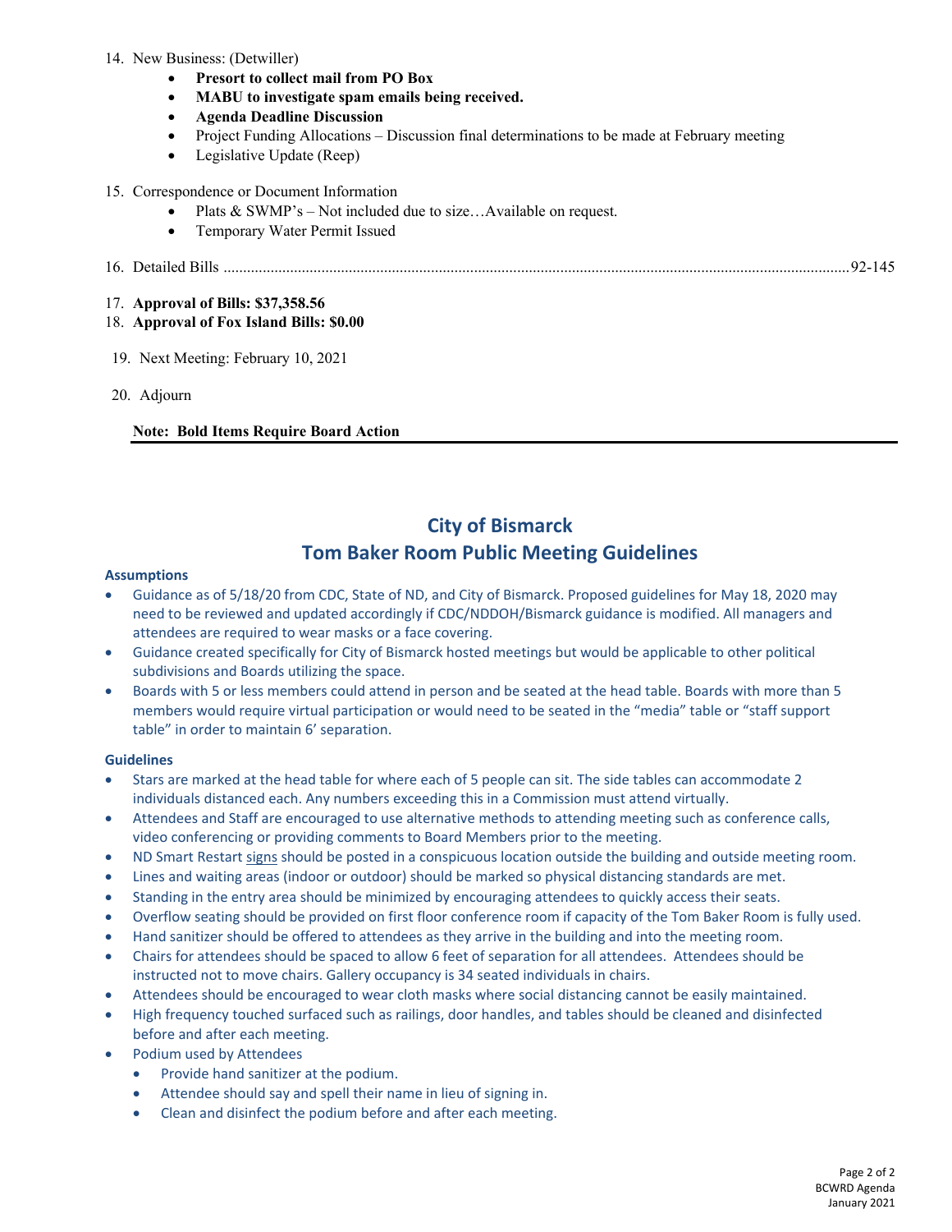14. New Business: (Detwiller)
    - **Presort to collect mail from PO Box**
    - **MABU to investigate spam emails being received.**
    - **Agenda Deadline Discussion**
    - Project Funding Allocations – Discussion final determinations to be made at February meeting
    - Legislative Update (Reep)

15. Correspondence or Document Information
    - Plats & SWMP's – Not included due to size…Available on request.
    - Temporary Water Permit Issued

16. Detailed Bills ............................................................................................................................................92-145

17. **Approval of Bills: $37,358.56**
18. **Approval of Fox Island Bills: $0.00**

19. Next Meeting: February 10, 2021

20. Adjourn

**Note: Bold Items Require Board Action**

## City of Bismarck
## Tom Baker Room Public Meeting Guidelines

### Assumptions

- Guidance as of 5/18/20 from CDC, State of ND, and City of Bismarck. Proposed guidelines for May 18, 2020 may need to be reviewed and updated accordingly if CDC/NDDOH/Bismarck guidance is modified. All managers and attendees are required to wear masks or a face covering.
- Guidance created specifically for City of Bismarck hosted meetings but would be applicable to other political subdivisions and Boards utilizing the space.
- Boards with 5 or less members could attend in person and be seated at the head table. Boards with more than 5 members would require virtual participation or would need to be seated in the "media" table or "staff support table" in order to maintain 6' separation.

### Guidelines

- Stars are marked at the head table for where each of 5 people can sit. The side tables can accommodate 2 individuals distanced each. Any numbers exceeding this in a Commission must attend virtually.
- Attendees and Staff are encouraged to use alternative methods to attending meeting such as conference calls, video conferencing or providing comments to Board Members prior to the meeting.
- ND Smart Restart signs should be posted in a conspicuous location outside the building and outside meeting room.
- Lines and waiting areas (indoor or outdoor) should be marked so physical distancing standards are met.
- Standing in the entry area should be minimized by encouraging attendees to quickly access their seats.
- Overflow seating should be provided on first floor conference room if capacity of the Tom Baker Room is fully used.
- Hand sanitizer should be offered to attendees as they arrive in the building and into the meeting room.
- Chairs for attendees should be spaced to allow 6 feet of separation for all attendees. Attendees should be instructed not to move chairs. Gallery occupancy is 34 seated individuals in chairs.
- Attendees should be encouraged to wear cloth masks where social distancing cannot be easily maintained.
- High frequency touched surfaced such as railings, door handles, and tables should be cleaned and disinfected before and after each meeting.
- Podium used by Attendees
  - Provide hand sanitizer at the podium.
  - Attendee should say and spell their name in lieu of signing in.
  - Clean and disinfect the podium before and after each meeting.